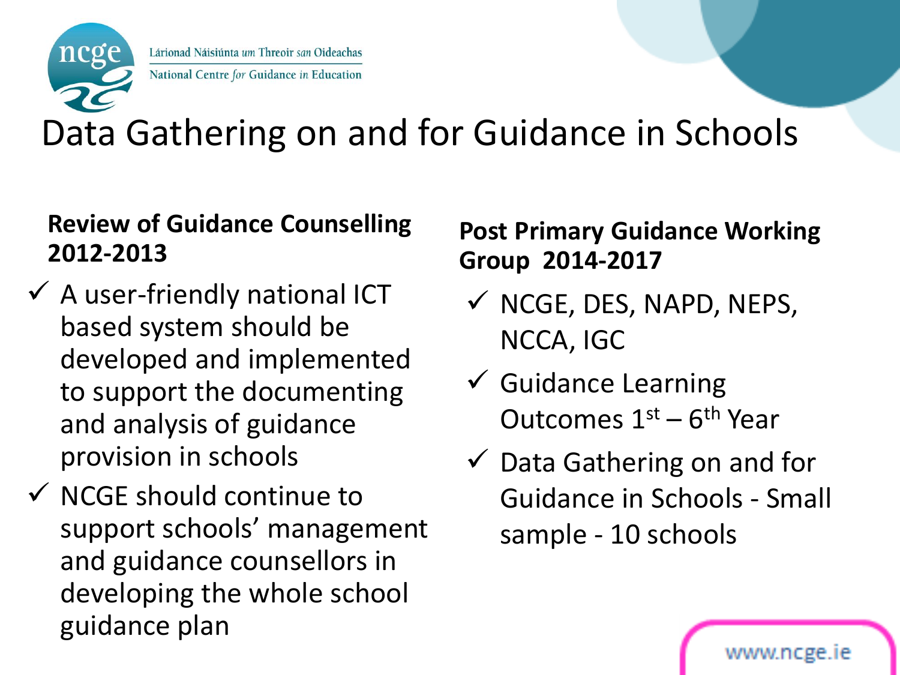Lárionad Náisiúnta *um* Threoir *san* Oideachas

National Centre *for* Guidance *in* Education

# Data Gathering on and for Guidance in Schools

**Review of Guidance Counselling 2012-2013**

- ✓ A user-friendly national ICT based system should be developed and implemented to support the documenting and analysis of guidance provision in schools
- ✓ NCGE should continue to support schools' management and guidance counsellors in developing the whole school guidance plan

**Post Primary Guidance Working Group 2014-2017**

- ✓ NCGE, DES, NAPD, NEPS, NCCA, IGC
- ✓ Guidance Learning Outcomes 1st – 6th Year
- ✓ Data Gathering on and for Guidance in Schools - Small sample - 10 schools

www.ncge.ie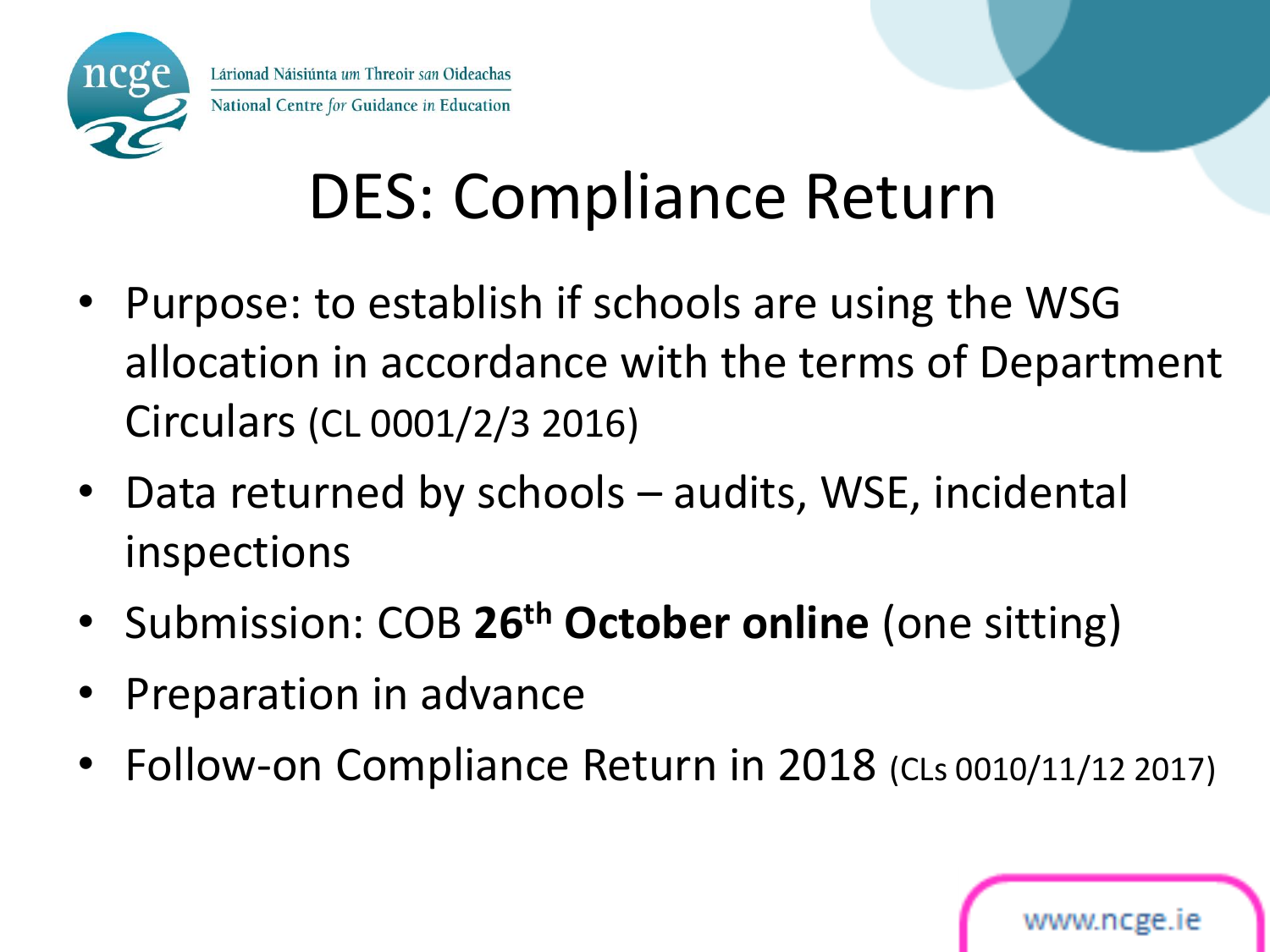# DES: Compliance Return

- Purpose: to establish if schools are using the WSG allocation in accordance with the terms of Department Circulars (CL 0001/2/3 2016)
- Data returned by schools – audits, WSE, incidental inspections
- Submission: COB **26th October online** (one sitting)
- Preparation in advance
- Follow-on Compliance Return in 2018 (CLs 0010/11/12 2017)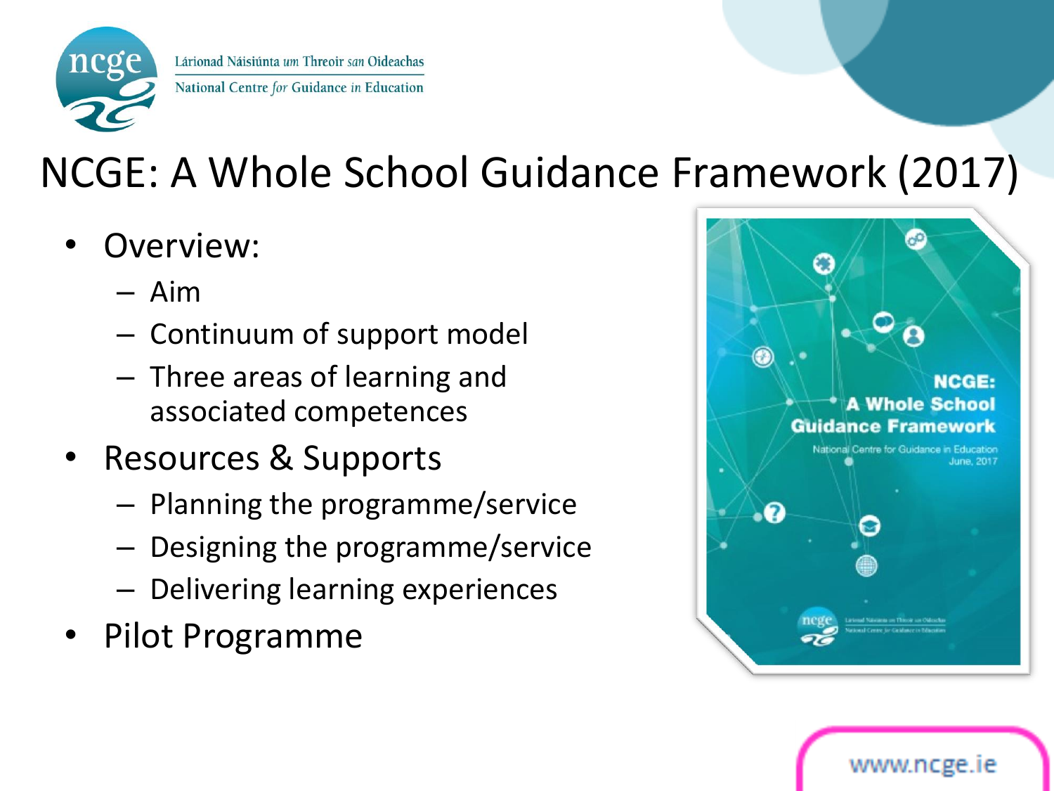# NCGE: A Whole School Guidance Framework (2017)

- Overview:
  - Aim
  - Continuum of support model
  - Three areas of learning and associated competences
- Resources & Supports
  - Planning the programme/service
  - Designing the programme/service
  - Delivering learning experiences
- Pilot Programme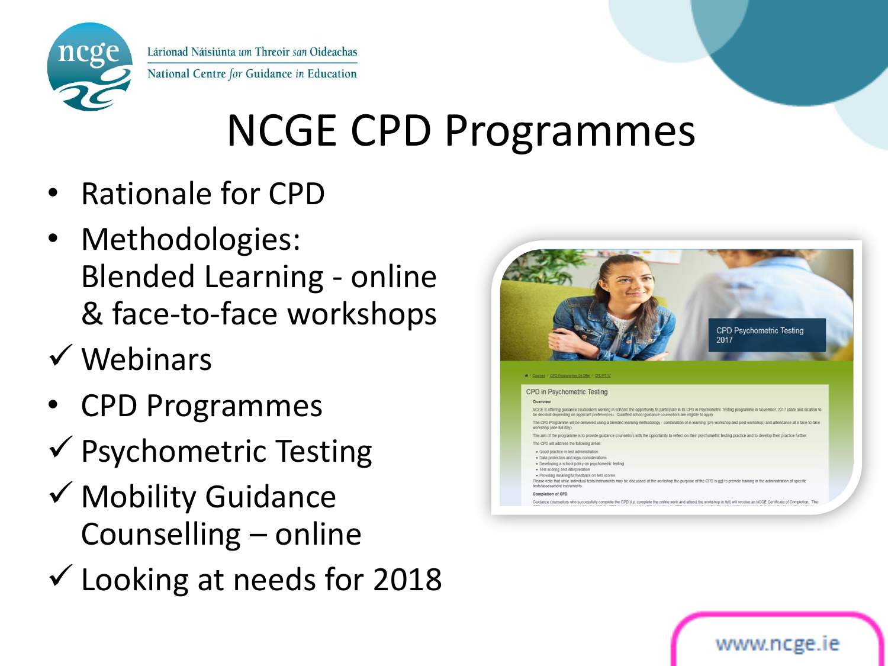# NCGE CPD Programmes

- Rationale for CPD
- Methodologies: Blended Learning - online & face-to-face workshops

✓ Webinars

- CPD Programmes

✓ Psychometric Testing

✓ Mobility Guidance Counselling – online

✓ Looking at needs for 2018